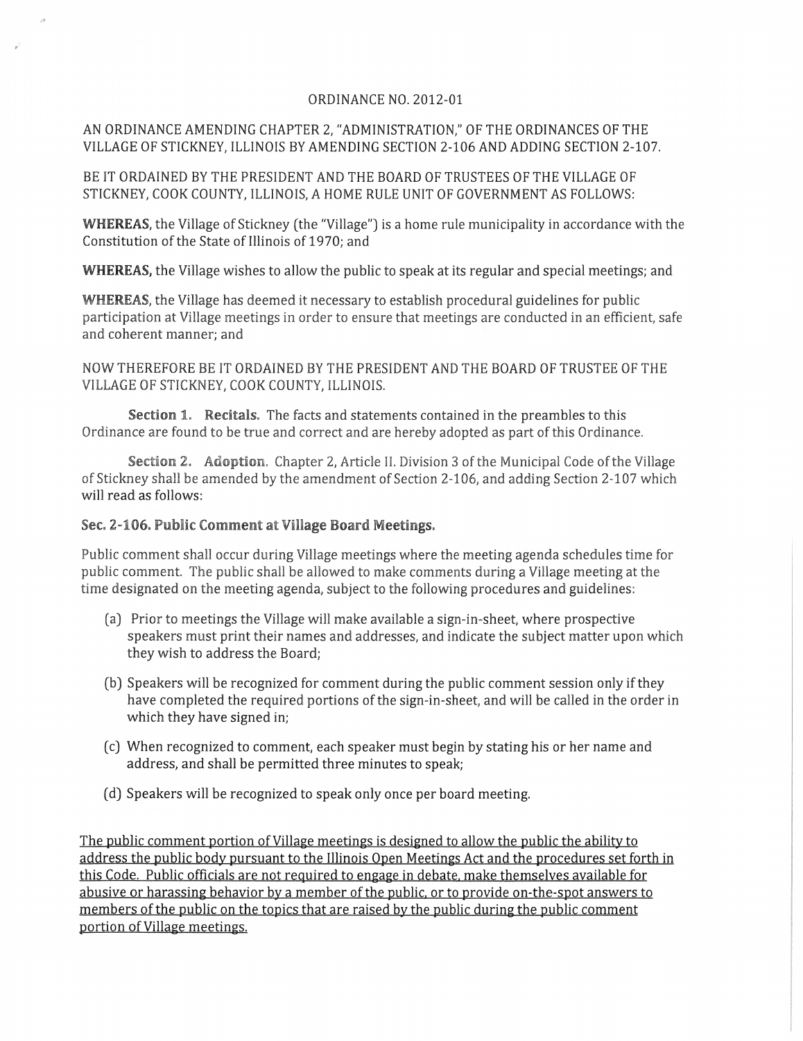ORDINANCE NO. 2012-01

AN ORDINANCE AMENDING CHAPTER 2, "ADMINISTRATION," OF THE ORDINANCES OF THE VILLAGE OF STICKNEY, ILLINOIS BY AMENDING SECTION 2-106 AND ADDING SECTION 2-107.

BE IT ORDAINED BY THE PRESIDENT AND THE BOARD OF TRUSTEES OF THE VILLAGE OF STICKNEY, COOK COUNTY, ILLINOIS, A HOME RULE UNIT OF GOVERNMENT AS FOLLOWS:

**WHEREAS**, the Village of Stickney (the "Village") is a home rule municipality in accordance with the Constitution of the State of Illinois of 1970; and

**WHEREAS,** the Village wishes to allow the public to speak at its regular and special meetings; and

**WHEREAS**, the Village has deemed it necessary to establish procedural guidelines for public participation at Village meetings in order to ensure that meetings are conducted in an efficient, safe and coherent manner; and

NOW THEREFORE BE IT ORDAINED BY THE PRESIDENT AND THE BOARD OF TRUSTEE OF THE VILLAGE OF STICKNEY, COOK COUNTY, ILLINOIS.

**Section 1. Recitals.** The facts and statements contained in the preambles to this Ordinance are found to be true and correct and are hereby adopted as part of this Ordinance.

**Section 2. Adoption.** Chapter 2, Article II. Division 3 of the Municipal Code of the Village of Stickney shall be amended by the amendment of Section 2-106, and adding Section 2-107 which will read as follows:

**Sec. 2-106. Public Comment at Village Board Meetings.**

Public comment shall occur during Village meetings where the meeting agenda schedules time for public comment. The public shall be allowed to make comments during a Village meeting at the time designated on the meeting agenda, subject to the following procedures and guidelines:

(a) Prior to meetings the Village will make available a sign-in-sheet, where prospective speakers must print their names and addresses, and indicate the subject matter upon which they wish to address the Board;

(b) Speakers will be recognized for comment during the public comment session only if they have completed the required portions of the sign-in-sheet, and will be called in the order in which they have signed in;

(c) When recognized to comment, each speaker must begin by stating his or her name and address, and shall be permitted three minutes to speak;

(d) Speakers will be recognized to speak only once per board meeting.

<u>The public comment portion of Village meetings is designed to allow the public the ability to address the public body pursuant to the Illinois Open Meetings Act and the procedures set forth in this Code. Public officials are not required to engage in debate, make themselves available for abusive or harassing behavior by a member of the public, or to provide on-the-spot answers to members of the public on the topics that are raised by the public during the public comment portion of Village meetings.</u>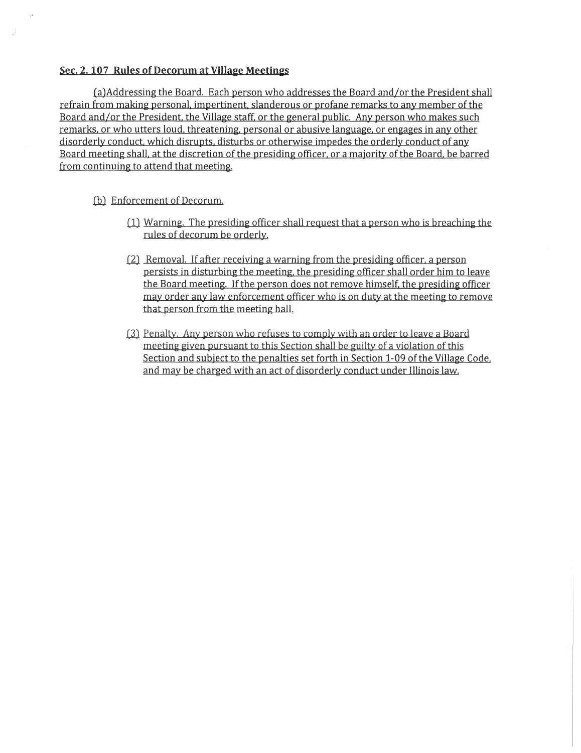**Sec. 2. 107 Rules of Decorum at Village Meetings**

(a)Addressing the Board. Each person who addresses the Board and/or the President shall refrain from making personal, impertinent, slanderous or profane remarks to any member of the Board and/or the President, the Village staff, or the general public. Any person who makes such remarks, or who utters loud, threatening, personal or abusive language, or engages in any other disorderly conduct, which disrupts, disturbs or otherwise impedes the orderly conduct of any Board meeting shall, at the discretion of the presiding officer, or a majority of the Board, be barred from continuing to attend that meeting.

(b) Enforcement of Decorum.

(1) Warning. The presiding officer shall request that a person who is breaching the rules of decorum be orderly.

(2) Removal. If after receiving a warning from the presiding officer, a person persists in disturbing the meeting, the presiding officer shall order him to leave the Board meeting. If the person does not remove himself, the presiding officer may order any law enforcement officer who is on duty at the meeting to remove that person from the meeting hall.

(3) Penalty. Any person who refuses to comply with an order to leave a Board meeting given pursuant to this Section shall be guilty of a violation of this Section and subject to the penalties set forth in Section 1-09 of the Village Code, and may be charged with an act of disorderly conduct under Illinois law.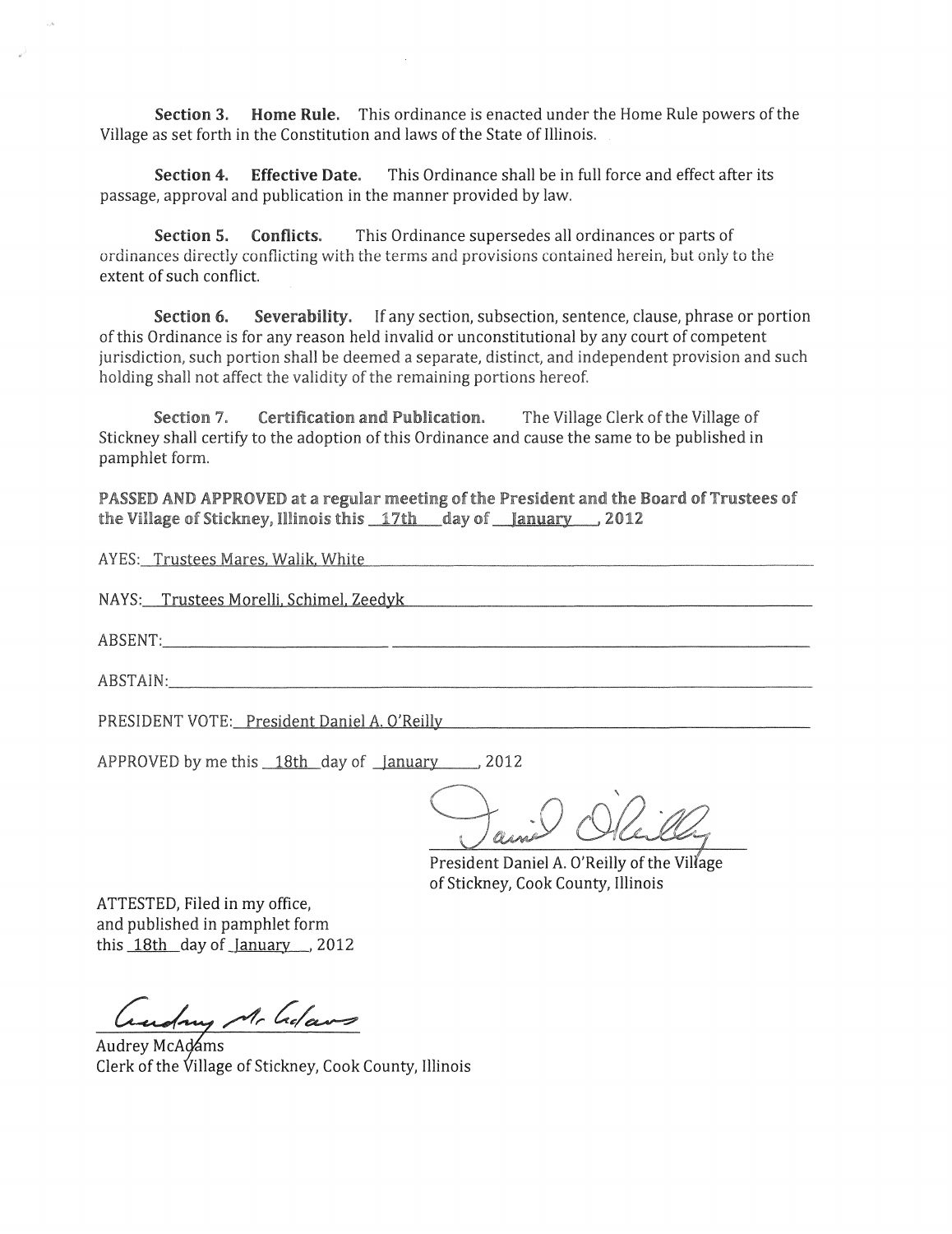**Section 3. Home Rule.** This ordinance is enacted under the Home Rule powers of the Village as set forth in the Constitution and laws of the State of Illinois.

**Section 4. Effective Date.** This Ordinance shall be in full force and effect after its passage, approval and publication in the manner provided by law.

**Section 5. Conflicts.** This Ordinance supersedes all ordinances or parts of ordinances directly conflicting with the terms and provisions contained herein, but only to the extent of such conflict.

**Section 6. Severability.** If any section, subsection, sentence, clause, phrase or portion of this Ordinance is for any reason held invalid or unconstitutional by any court of competent jurisdiction, such portion shall be deemed a separate, distinct, and independent provision and such holding shall not affect the validity of the remaining portions hereof.

**Section 7. Certification and Publication.** The Village Clerk of the Village of Stickney shall certify to the adoption of this Ordinance and cause the same to be published in pamphlet form.

**PASSED AND APPROVED at a regular meeting of the President and the Board of Trustees of the Village of Stickney, Illinois this 17th day of January, 2012**

AYES: Trustees Mares, Walik, White

NAYS: Trustees Morelli, Schimel, Zeedyk

ABSENT: ______________________

ABSTAIN: ______________________

PRESIDENT VOTE: President Daniel A. O'Reilly

APPROVED by me this 18th day of January, 2012

Daniel O'Reilly

President Daniel A. O'Reilly of the Village of Stickney, Cook County, Illinois

ATTESTED, Filed in my office, and published in pamphlet form this 18th day of January, 2012

Audrey McAdams

Audrey McAdams
Clerk of the Village of Stickney, Cook County, Illinois